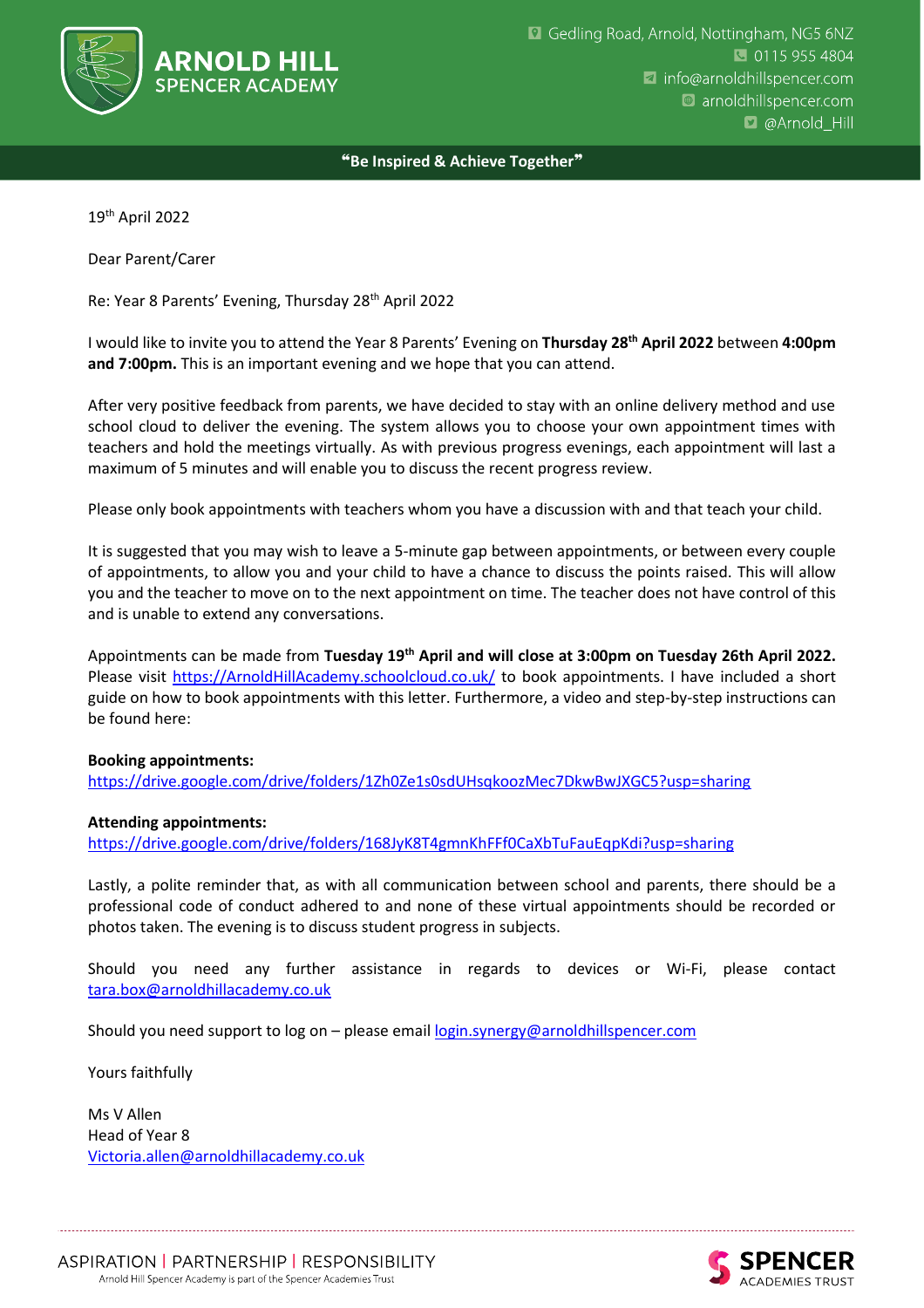**ARNOLD HILL SPENCER ACADEMY**

Gedling Road, Arnold, Nottingham, NG5 6NZ
0115 955 4804
info@arnoldhillspencer.com
arnoldhillspencer.com
@Arnold_Hill

**"Be Inspired & Achieve Together"**

19th April 2022

Dear Parent/Carer

Re: Year 8 Parents' Evening, Thursday 28th April 2022

I would like to invite you to attend the Year 8 Parents' Evening on **Thursday 28th April 2022** between **4:00pm and 7:00pm.** This is an important evening and we hope that you can attend.

After very positive feedback from parents, we have decided to stay with an online delivery method and use school cloud to deliver the evening. The system allows you to choose your own appointment times with teachers and hold the meetings virtually. As with previous progress evenings, each appointment will last a maximum of 5 minutes and will enable you to discuss the recent progress review.

Please only book appointments with teachers whom you have a discussion with and that teach your child.

It is suggested that you may wish to leave a 5-minute gap between appointments, or between every couple of appointments, to allow you and your child to have a chance to discuss the points raised. This will allow you and the teacher to move on to the next appointment on time. The teacher does not have control of this and is unable to extend any conversations.

Appointments can be made from **Tuesday 19th April and will close at 3:00pm on Tuesday 26th April 2022.** Please visit https://ArnoldHillAcademy.schoolcloud.co.uk/ to book appointments. I have included a short guide on how to book appointments with this letter. Furthermore, a video and step-by-step instructions can be found here:

**Booking appointments:**
https://drive.google.com/drive/folders/1Zh0Ze1s0sdUHsqkoozMec7DkwBwJXGC5?usp=sharing

**Attending appointments:**
https://drive.google.com/drive/folders/168JyK8T4gmnKhFFf0CaXbTuFauEqpKdi?usp=sharing

Lastly, a polite reminder that, as with all communication between school and parents, there should be a professional code of conduct adhered to and none of these virtual appointments should be recorded or photos taken. The evening is to discuss student progress in subjects.

Should you need any further assistance in regards to devices or Wi-Fi, please contact tara.box@arnoldhillacademy.co.uk

Should you need support to log on – please email login.synergy@arnoldhillspencer.com

Yours faithfully

Ms V Allen
Head of Year 8
Victoria.allen@arnoldhillacademy.co.uk

ASPIRATION | PARTNERSHIP | RESPONSIBILITY
Arnold Hill Spencer Academy is part of the Spencer Academies Trust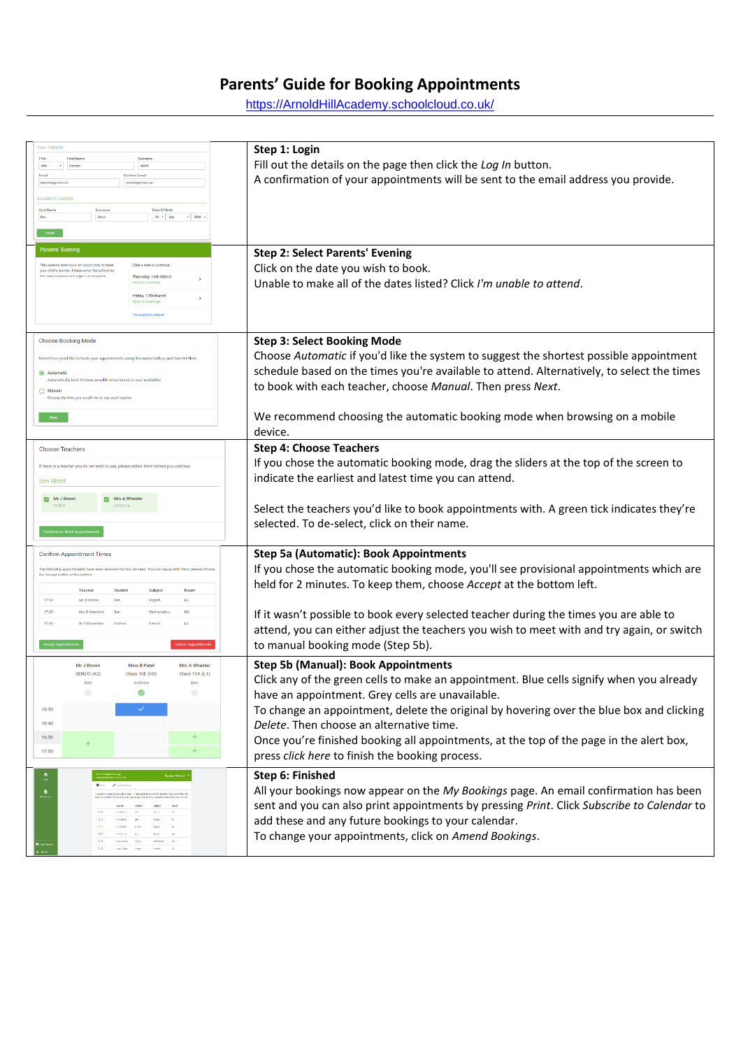# Parents' Guide for Booking Appointments

https://ArnoldHillAcademy.schoolcloud.co.uk/

**Step 1: Login**
Fill out the details on the page then click the *Log In* button.
A confirmation of your appointments will be sent to the email address you provide.

**Step 2: Select Parents' Evening**
Click on the date you wish to book.
Unable to make all of the dates listed? Click *I'm unable to attend*.

**Step 3: Select Booking Mode**
Choose *Automatic* if you'd like the system to suggest the shortest possible appointment schedule based on the times you're available to attend. Alternatively, to select the times to book with each teacher, choose *Manual*. Then press *Next*.

We recommend choosing the automatic booking mode when browsing on a mobile device.

**Step 4: Choose Teachers**
If you chose the automatic booking mode, drag the sliders at the top of the screen to indicate the earliest and latest time you can attend.

Select the teachers you'd like to book appointments with. A green tick indicates they're selected. To de-select, click on their name.

**Step 5a (Automatic): Book Appointments**
If you chose the automatic booking mode, you'll see provisional appointments which are held for 2 minutes. To keep them, choose *Accept* at the bottom left.

If it wasn't possible to book every selected teacher during the times you are able to attend, you can either adjust the teachers you wish to meet with and try again, or switch to manual booking mode (Step 5b).

**Step 5b (Manual): Book Appointments**
Click any of the green cells to make an appointment. Blue cells signify when you already have an appointment. Grey cells are unavailable.
To change an appointment, delete the original by hovering over the blue box and clicking *Delete*. Then choose an alternative time.
Once you're finished booking all appointments, at the top of the page in the alert box, press *click here* to finish the booking process.

**Step 6: Finished**
All your bookings now appear on the *My Bookings* page. An email confirmation has been sent and you can also print appointments by pressing *Print*. Click *Subscribe to Calendar* to add these and any future bookings to your calendar.
To change your appointments, click on *Amend Bookings*.